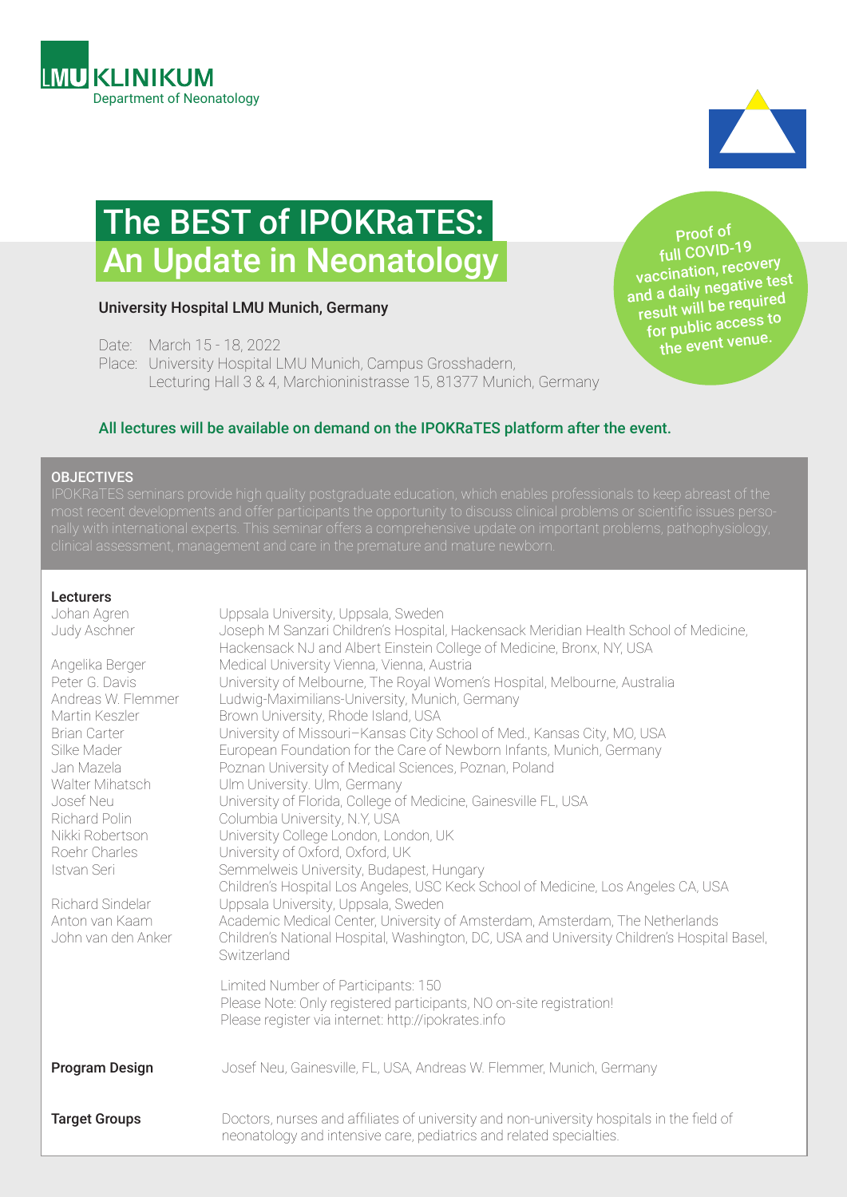LMU KLINIKUM
Department of Neonatology

# The BEST of IPOKRaTES: An Update in Neonatology

**University Hospital LMU Munich, Germany**

Date: March 15 - 18, 2022
Place: University Hospital LMU Munich, Campus Grosshadern, Lecturing Hall 3 & 4, Marchioninistrasse 15, 81377 Munich, Germany

Proof of full COVID-19 vaccination, recovery and a daily negative test result will be required for public access to the event venue.

**All lectures will be available on demand on the IPOKRaTES platform after the event.**

## OBJECTIVES

IPOKRaTES seminars provide high quality postgraduate education, which enables professionals to keep abreast of the most recent developments and offer participants the opportunity to discuss clinical problems or scientific issues personally with international experts. This seminar offers a comprehensive update on important problems, pathophysiology, clinical assessment, management and care in the premature and mature newborn.

## Lecturers

| | |
|---|---|
| Johan Agren | Uppsala University, Uppsala, Sweden |
| Judy Aschner | Joseph M Sanzari Children's Hospital, Hackensack Meridian Health School of Medicine, Hackensack NJ and Albert Einstein College of Medicine, Bronx, NY, USA |
| Angelika Berger | Medical University Vienna, Vienna, Austria |
| Peter G. Davis | University of Melbourne, The Royal Women's Hospital, Melbourne, Australia |
| Andreas W. Flemmer | Ludwig-Maximilians-University, Munich, Germany |
| Martin Keszler | Brown University, Rhode Island, USA |
| Brian Carter | University of Missouri–Kansas City School of Med., Kansas City, MO, USA |
| Silke Mader | European Foundation for the Care of Newborn Infants, Munich, Germany |
| Jan Mazela | Poznan University of Medical Sciences, Poznan, Poland |
| Walter Mihatsch | Ulm University. Ulm, Germany |
| Josef Neu | University of Florida, College of Medicine, Gainesville FL, USA |
| Richard Polin | Columbia University, N.Y, USA |
| Nikki Robertson | University College London, London, UK |
| Roehr Charles | University of Oxford, Oxford, UK |
| Istvan Seri | Semmelweis University, Budapest, Hungary; Children's Hospital Los Angeles, USC Keck School of Medicine, Los Angeles CA, USA |
| Richard Sindelar | Uppsala University, Uppsala, Sweden |
| Anton van Kaam | Academic Medical Center, University of Amsterdam, Amsterdam, The Netherlands |
| John van den Anker | Children's National Hospital, Washington, DC, USA and University Children's Hospital Basel, Switzerland |

Limited Number of Participants: 150
Please Note: Only registered participants, NO on-site registration!
Please register via internet: http://ipokrates.info

**Program Design** Josef Neu, Gainesville, FL, USA, Andreas W. Flemmer, Munich, Germany

**Target Groups** Doctors, nurses and affiliates of university and non-university hospitals in the field of neonatology and intensive care, pediatrics and related specialties.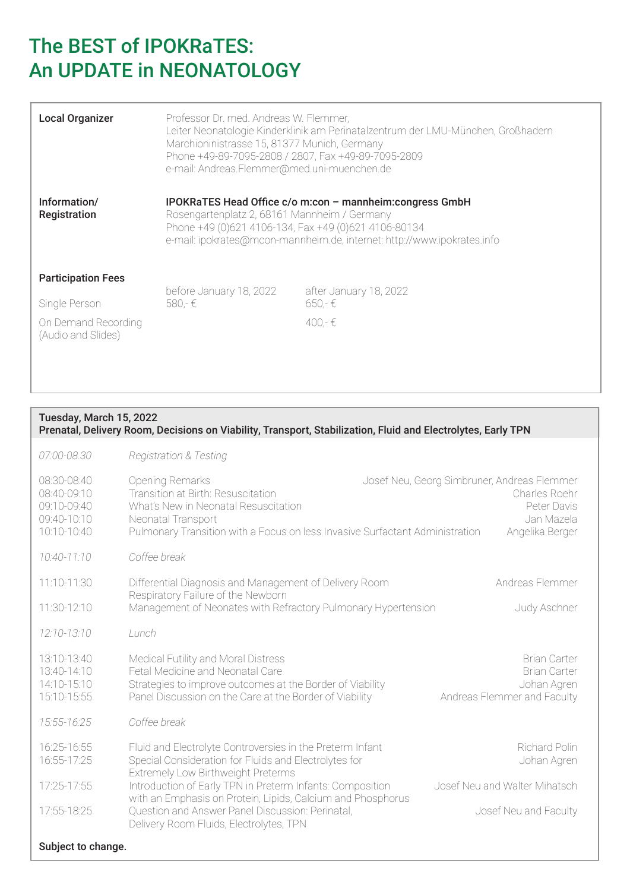# The BEST of IPOKRaTES: An UPDATE in NEONATOLOGY

**Local Organizer**

Professor Dr. med. Andreas W. Flemmer,
Leiter Neonatologie Kinderklinik am Perinatalzentrum der LMU-München, Großhadern
Marchioninistrasse 15, 81377 Munich, Germany
Phone +49-89-7095-2808 / 2807, Fax +49-89-7095-2809
e-mail: Andreas.Flemmer@med.uni-muenchen.de

**Information/ Registration**

**IPOKRaTES Head Office c/o m:con – mannheim:congress GmbH**
Rosengartenplatz 2, 68161 Mannheim / Germany
Phone +49 (0)621 4106-134, Fax +49 (0)621 4106-80134
e-mail: ipokrates@mcon-mannheim.de, internet: http://www.ipokrates.info

**Participation Fees**

| | before January 18, 2022 | after January 18, 2022 |
|---|---|---|
| Single Person | 580,- € | 650,- € |
| On Demand Recording (Audio and Slides) | | 400,- € |

## Tuesday, March 15, 2022
**Prenatal, Delivery Room, Decisions on Viability, Transport, Stabilization, Fluid and Electrolytes, Early TPN**

| Time | Topic | Speaker |
|---|---|---|
| *07:00-08.30* | *Registration & Testing* | |
| 08:30-08:40 | Opening Remarks | Josef Neu, Georg Simbruner, Andreas Flemmer |
| 08:40-09:10 | Transition at Birth: Resuscitation | Charles Roehr |
| 09:10-09:40 | What's New in Neonatal Resuscitation | Peter Davis |
| 09:40-10:10 | Neonatal Transport | Jan Mazela |
| 10:10-10:40 | Pulmonary Transition with a Focus on less Invasive Surfactant Administration | Angelika Berger |
| *10:40-11:10* | *Coffee break* | |
| 11:10-11:30 | Differential Diagnosis and Management of Delivery Room Respiratory Failure of the Newborn | Andreas Flemmer |
| 11:30-12:10 | Management of Neonates with Refractory Pulmonary Hypertension | Judy Aschner |
| *12:10-13:10* | *Lunch* | |
| 13:10-13:40 | Medical Futility and Moral Distress | Brian Carter |
| 13:40-14:10 | Fetal Medicine and Neonatal Care | Brian Carter |
| 14:10-15:10 | Strategies to improve outcomes at the Border of Viability | Johan Agren |
| 15:10-15:55 | Panel Discussion on the Care at the Border of Viability | Andreas Flemmer and Faculty |
| *15:55-16:25* | *Coffee break* | |
| 16:25-16:55 | Fluid and Electrolyte Controversies in the Preterm Infant | Richard Polin |
| 16:55-17:25 | Special Consideration for Fluids and Electrolytes for Extremely Low Birthweight Preterms | Johan Agren |
| 17:25-17:55 | Introduction of Early TPN in Preterm Infants: Composition with an Emphasis on Protein, Lipids, Calcium and Phosphorus | Josef Neu and Walter Mihatsch |
| 17:55-18:25 | Question and Answer Panel Discussion: Perinatal, Delivery Room Fluids, Electrolytes, TPN | Josef Neu and Faculty |

**Subject to change.**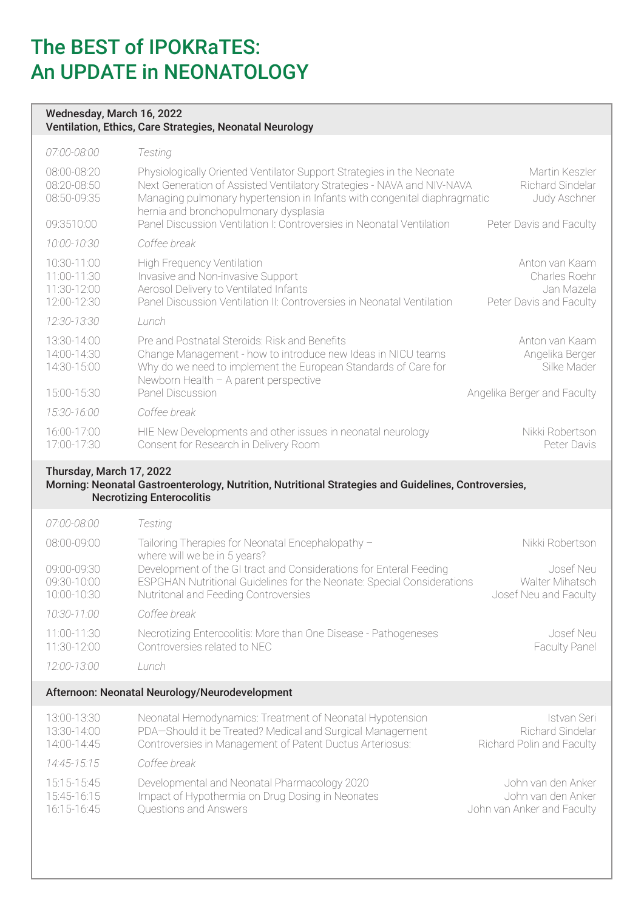# The BEST of IPOKRaTES: An UPDATE in NEONATOLOGY

## Wednesday, March 16, 2022
**Ventilation, Ethics, Care Strategies, Neonatal Neurology**

| Time | Session | Speaker |
|---|---|---|
| *07:00-08:00* | *Testing* | |
| 08:00-08:20 | Physiologically Oriented Ventilator Support Strategies in the Neonate | Martin Keszler |
| 08:20-08:50 | Next Generation of Assisted Ventilatory Strategies - NAVA and NIV-NAVA | Richard Sindelar |
| 08:50-09:35 | Managing pulmonary hypertension in Infants with congenital diaphragmatic hernia and bronchopulmonary dysplasia | Judy Aschner |
| 09:3510:00 | Panel Discussion Ventilation I: Controversies in Neonatal Ventilation | Peter Davis and Faculty |
| *10:00-10:30* | *Coffee break* | |
| 10:30-11:00 | High Frequency Ventilation | Anton van Kaam |
| 11:00-11:30 | Invasive and Non-invasive Support | Charles Roehr |
| 11:30-12:00 | Aerosol Delivery to Ventilated Infants | Jan Mazela |
| 12:00-12:30 | Panel Discussion Ventilation II: Controversies in Neonatal Ventilation | Peter Davis and Faculty |
| *12:30-13:30* | *Lunch* | |
| 13:30-14:00 | Pre and Postnatal Steroids: Risk and Benefits | Anton van Kaam |
| 14:00-14:30 | Change Management - how to introduce new Ideas in NICU teams | Angelika Berger |
| 14:30-15:00 | Why do we need to implement the European Standards of Care for Newborn Health – A parent perspective | Silke Mader |
| 15:00-15:30 | Panel Discussion | Angelika Berger and Faculty |
| *15:30-16:00* | *Coffee break* | |
| 16:00-17:00 | HIE New Developments and other issues in neonatal neurology | Nikki Robertson |
| 17:00-17:30 | Consent for Research in Delivery Room | Peter Davis |

## Thursday, March 17, 2022
**Morning: Neonatal Gastroenterology, Nutrition, Nutritional Strategies and Guidelines, Controversies, Necrotizing Enterocolitis**

| Time | Session | Speaker |
|---|---|---|
| *07:00-08:00* | *Testing* | |
| 08:00-09:00 | Tailoring Therapies for Neonatal Encephalopathy – where will we be in 5 years? | Nikki Robertson |
| 09:00-09:30 | Development of the GI tract and Considerations for Enteral Feeding | Josef Neu |
| 09:30-10:00 | ESPGHAN Nutritional Guidelines for the Neonate: Special Considerations | Walter Mihatsch |
| 10:00-10:30 | Nutritonal and Feeding Controversies | Josef Neu and Faculty |
| *10:30-11:00* | *Coffee break* | |
| 11:00-11:30 | Necrotizing Enterocolitis: More than One Disease - Pathogeneses | Josef Neu |
| 11:30-12:00 | Controversies related to NEC | Faculty Panel |
| *12:00-13:00* | *Lunch* | |

**Afternoon: Neonatal Neurology/Neurodevelopment**

| Time | Session | Speaker |
|---|---|---|
| 13:00-13:30 | Neonatal Hemodynamics: Treatment of Neonatal Hypotension | Istvan Seri |
| 13:30-14:00 | PDA—Should it be Treated? Medical and Surgical Management | Richard Sindelar |
| 14:00-14:45 | Controversies in Management of Patent Ductus Arteriosus: | Richard Polin and Faculty |
| *14:45-15:15* | *Coffee break* | |
| 15:15-15:45 | Developmental and Neonatal Pharmacology 2020 | John van den Anker |
| 15:45-16:15 | Impact of Hypothermia on Drug Dosing in Neonates | John van den Anker |
| 16:15-16:45 | Questions and Answers | John van Anker and Faculty |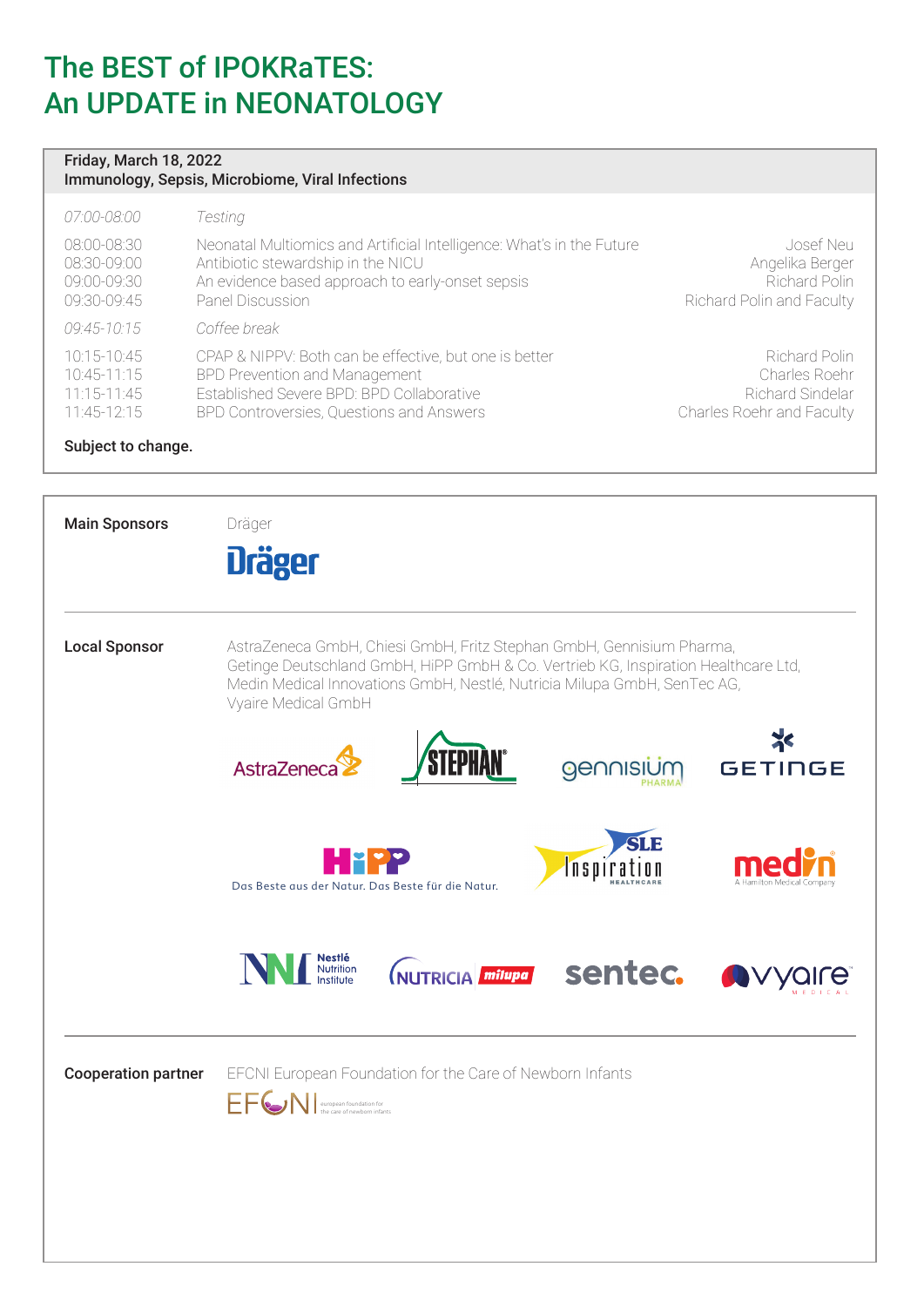# The BEST of IPOKRaTES: An UPDATE in NEONATOLOGY

**Friday, March 18, 2022**
**Immunology, Sepsis, Microbiome, Viral Infections**

| Time | Topic | Speaker |
|---|---|---|
| *07:00-08:00* | *Testing* | |
| 08:00-08:30 | Neonatal Multiomics and Artificial Intelligence: What's in the Future | Josef Neu |
| 08:30-09:00 | Antibiotic stewardship in the NICU | Angelika Berger |
| 09:00-09:30 | An evidence based approach to early-onset sepsis | Richard Polin |
| 09:30-09:45 | Panel Discussion | Richard Polin and Faculty |
| *09:45-10:15* | *Coffee break* | |
| 10:15-10:45 | CPAP & NIPPV: Both can be effective, but one is better | Richard Polin |
| 10:45-11:15 | BPD Prevention and Management | Charles Roehr |
| 11:15-11:45 | Established Severe BPD: BPD Collaborative | Richard Sindelar |
| 11:45-12:15 | BPD Controversies, Questions and Answers | Charles Roehr and Faculty |

**Subject to change.**

**Main Sponsors**

Dräger

**Local Sponsor**

AstraZeneca GmbH, Chiesi GmbH, Fritz Stephan GmbH, Gennisium Pharma, Getinge Deutschland GmbH, HiPP GmbH & Co. Vertrieb KG, Inspiration Healthcare Ltd, Medin Medical Innovations GmbH, Nestlé, Nutricia Milupa GmbH, SenTec AG, Vyaire Medical GmbH

**Cooperation partner**

EFCNI European Foundation for the Care of Newborn Infants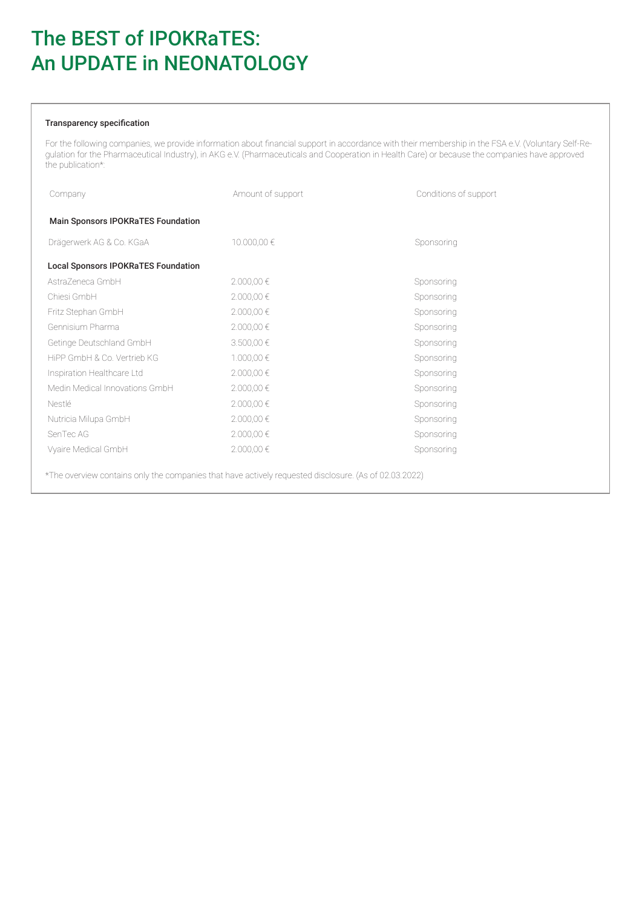# The BEST of IPOKRaTES: An UPDATE in NEONATOLOGY

**Transparency specification**

For the following companies, we provide information about financial support in accordance with their membership in the FSA e.V. (Voluntary Self-Regulation for the Pharmaceutical Industry), in AKG e.V. (Pharmaceuticals and Cooperation in Health Care) or because the companies have approved the publication*:

| Company | Amount of support | Conditions of support |
|---|---|---|
| **Main Sponsors IPOKRaTES Foundation** | | |
| Drägerwerk AG & Co. KGaA | 10.000,00 € | Sponsoring |
| **Local Sponsors IPOKRaTES Foundation** | | |
| AstraZeneca GmbH | 2.000,00 € | Sponsoring |
| Chiesi GmbH | 2.000,00 € | Sponsoring |
| Fritz Stephan GmbH | 2.000,00 € | Sponsoring |
| Gennisium Pharma | 2.000,00 € | Sponsoring |
| Getinge Deutschland GmbH | 3.500,00 € | Sponsoring |
| HiPP GmbH & Co. Vertrieb KG | 1.000,00 € | Sponsoring |
| Inspiration Healthcare Ltd | 2.000,00 € | Sponsoring |
| Medin Medical Innovations GmbH | 2.000,00 € | Sponsoring |
| Nestlé | 2.000,00 € | Sponsoring |
| Nutricia Milupa GmbH | 2.000,00 € | Sponsoring |
| SenTec AG | 2.000,00 € | Sponsoring |
| Vyaire Medical GmbH | 2.000,00 € | Sponsoring |

*The overview contains only the companies that have actively requested disclosure. (As of 02.03.2022)